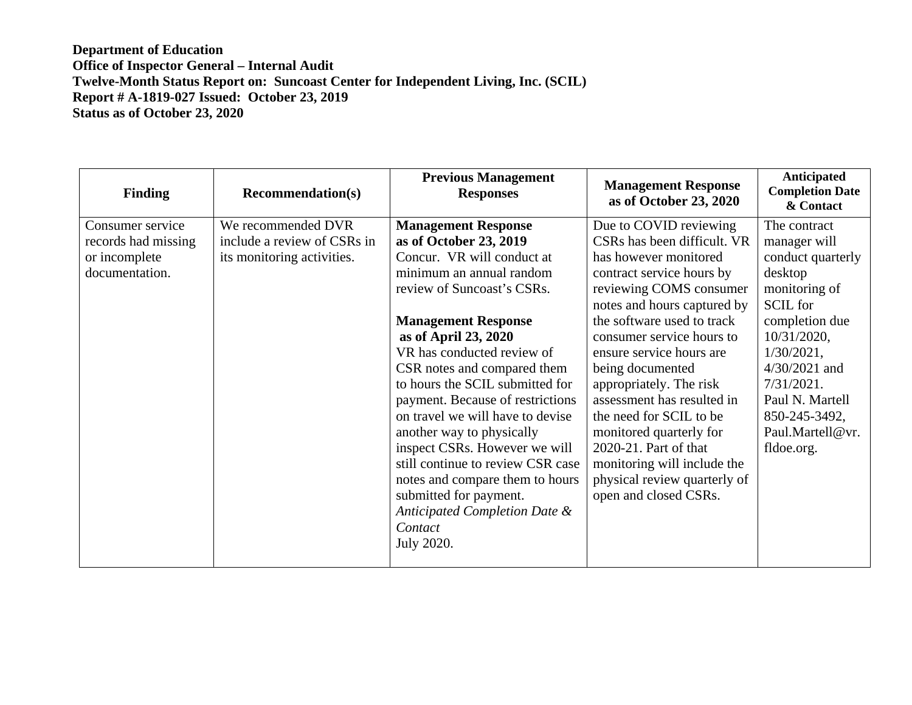**Department of Education**
**Office of Inspector General – Internal Audit**
**Twelve-Month Status Report on: Suncoast Center for Independent Living, Inc. (SCIL)**
**Report # A-1819-027 Issued: October 23, 2019**
**Status as of October 23, 2020**

| Finding | Recommendation(s) | Previous Management Responses | Management Response as of October 23, 2020 | Anticipated Completion Date & Contact |
|---|---|---|---|---|
| Consumer service records had missing or incomplete documentation. | We recommended DVR include a review of CSRs in its monitoring activities. | **Management Response as of October 23, 2019**<br>Concur. VR will conduct at minimum an annual random review of Suncoast's CSRs.<br><br>**Management Response as of April 23, 2020**<br>VR has conducted review of CSR notes and compared them to hours the SCIL submitted for payment. Because of restrictions on travel we will have to devise another way to physically inspect CSRs. However we will still continue to review CSR case notes and compare them to hours submitted for payment.<br>*Anticipated Completion Date & Contact*<br>July 2020. | Due to COVID reviewing CSRs has been difficult. VR has however monitored contract service hours by reviewing COMS consumer notes and hours captured by the software used to track consumer service hours to ensure service hours are being documented appropriately. The risk assessment has resulted in the need for SCIL to be monitored quarterly for 2020-21. Part of that monitoring will include the physical review quarterly of open and closed CSRs. | The contract manager will conduct quarterly desktop monitoring of SCIL for completion due 10/31/2020, 1/30/2021, 4/30/2021 and 7/31/2021.<br>Paul N. Martell<br>850-245-3492,<br>Paul.Martell@vr.fldoe.org. |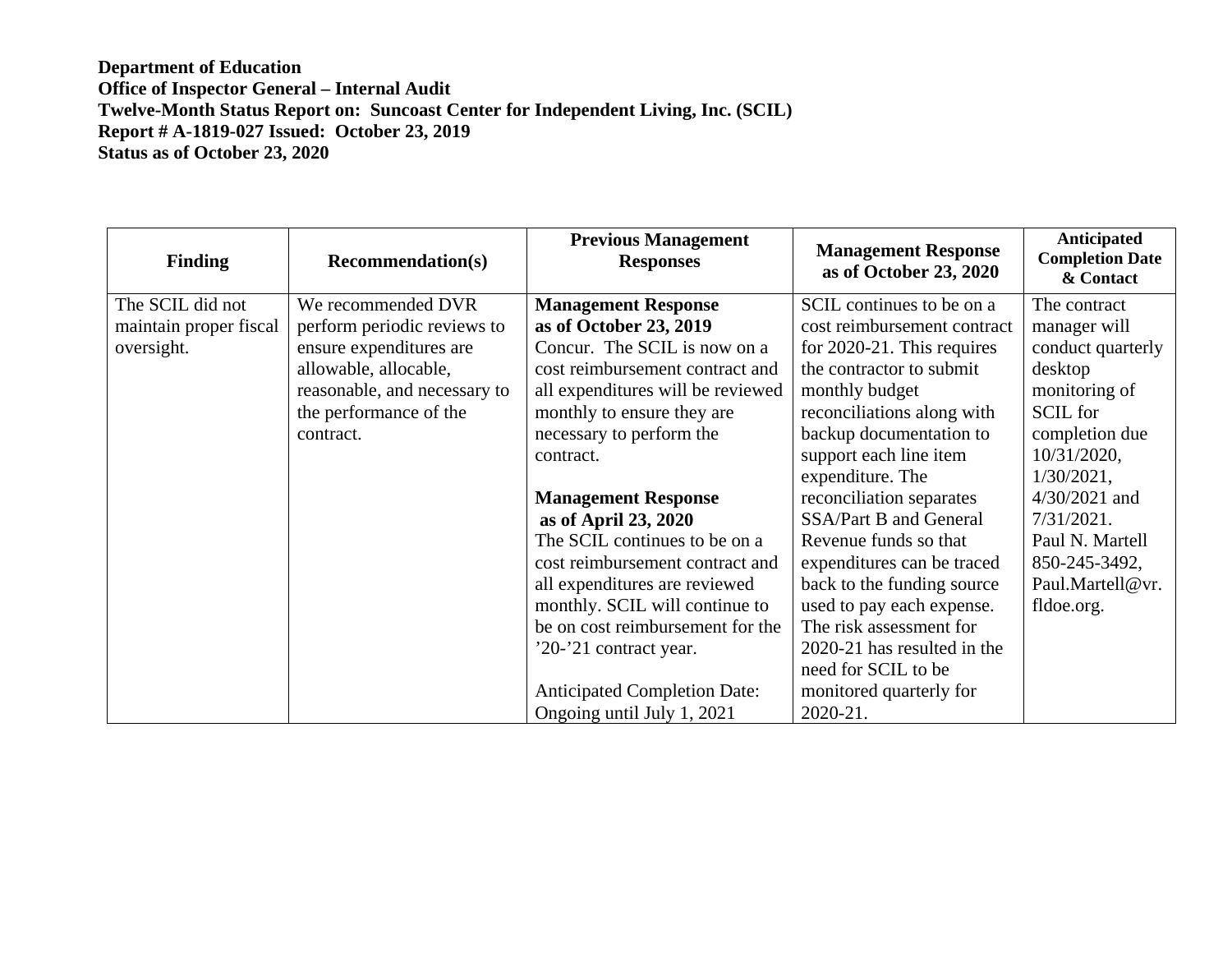**Department of Education**
**Office of Inspector General – Internal Audit**
**Twelve-Month Status Report on: Suncoast Center for Independent Living, Inc. (SCIL)**
**Report # A-1819-027 Issued: October 23, 2019**
**Status as of October 23, 2020**

| Finding | Recommendation(s) | Previous Management Responses | Management Response as of October 23, 2020 | Anticipated Completion Date & Contact |
|---|---|---|---|---|
| The SCIL did not maintain proper fiscal oversight. | We recommended DVR perform periodic reviews to ensure expenditures are allowable, allocable, reasonable, and necessary to the performance of the contract. | **Management Response as of October 23, 2019** Concur. The SCIL is now on a cost reimbursement contract and all expenditures will be reviewed monthly to ensure they are necessary to perform the contract. <br><br> **Management Response as of April 23, 2020** The SCIL continues to be on a cost reimbursement contract and all expenditures are reviewed monthly. SCIL will continue to be on cost reimbursement for the ’20-’21 contract year. <br><br> Anticipated Completion Date: Ongoing until July 1, 2021 | SCIL continues to be on a cost reimbursement contract for 2020-21. This requires the contractor to submit monthly budget reconciliations along with backup documentation to support each line item expenditure. The reconciliation separates SSA/Part B and General Revenue funds so that expenditures can be traced back to the funding source used to pay each expense. The risk assessment for 2020-21 has resulted in the need for SCIL to be monitored quarterly for 2020-21. | The contract manager will conduct quarterly desktop monitoring of SCIL for completion due 10/31/2020, 1/30/2021, 4/30/2021 and 7/31/2021. Paul N. Martell 850-245-3492, Paul.Martell@vr.fldoe.org. |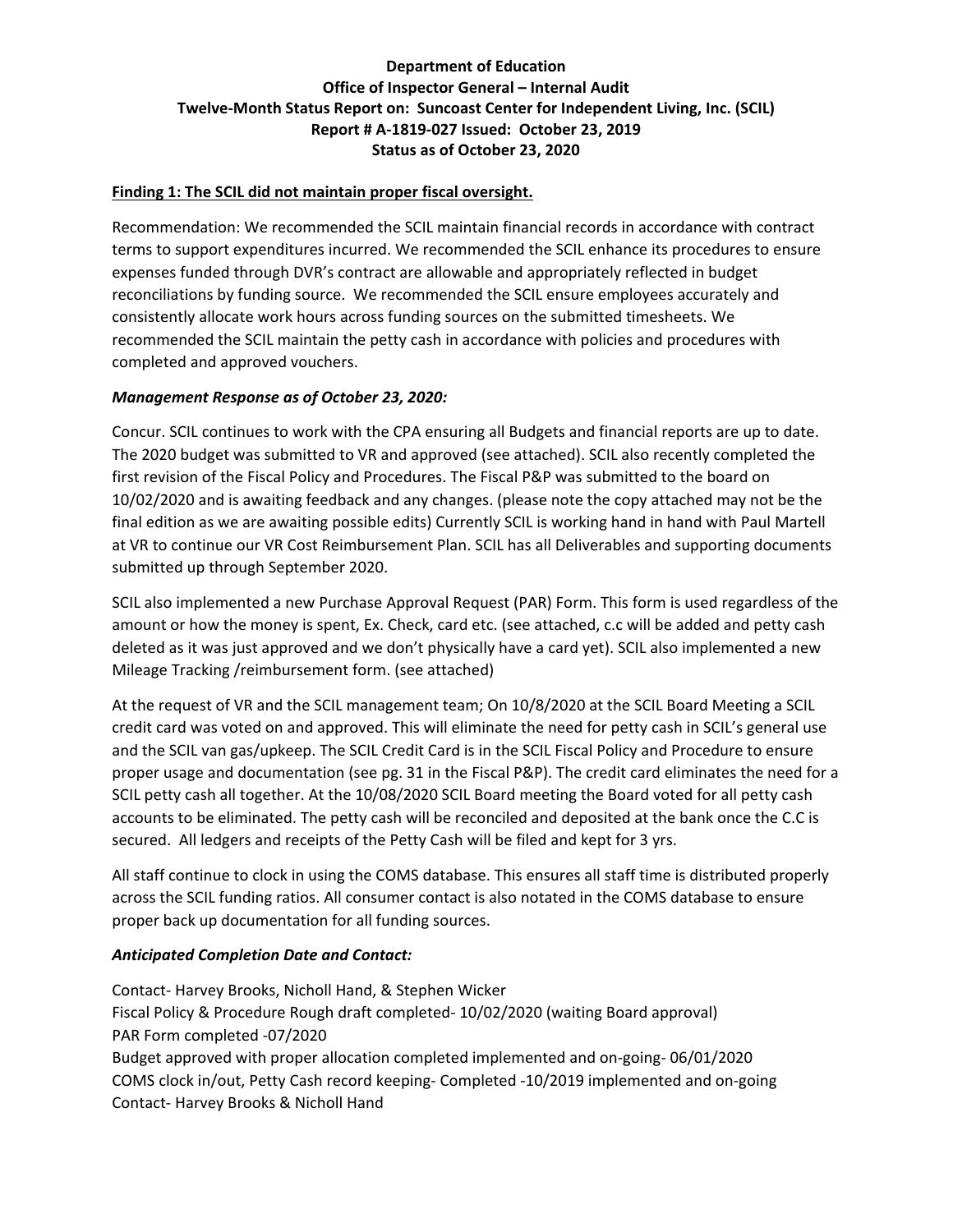**Department of Education**
**Office of Inspector General – Internal Audit**
**Twelve-Month Status Report on: Suncoast Center for Independent Living, Inc. (SCIL)**
**Report # A-1819-027 Issued: October 23, 2019**
**Status as of October 23, 2020**

**Finding 1: The SCIL did not maintain proper fiscal oversight.**

Recommendation: We recommended the SCIL maintain financial records in accordance with contract terms to support expenditures incurred. We recommended the SCIL enhance its procedures to ensure expenses funded through DVR's contract are allowable and appropriately reflected in budget reconciliations by funding source. We recommended the SCIL ensure employees accurately and consistently allocate work hours across funding sources on the submitted timesheets. We recommended the SCIL maintain the petty cash in accordance with policies and procedures with completed and approved vouchers.

***Management Response as of October 23, 2020:***

Concur. SCIL continues to work with the CPA ensuring all Budgets and financial reports are up to date. The 2020 budget was submitted to VR and approved (see attached). SCIL also recently completed the first revision of the Fiscal Policy and Procedures. The Fiscal P&P was submitted to the board on 10/02/2020 and is awaiting feedback and any changes. (please note the copy attached may not be the final edition as we are awaiting possible edits) Currently SCIL is working hand in hand with Paul Martell at VR to continue our VR Cost Reimbursement Plan. SCIL has all Deliverables and supporting documents submitted up through September 2020.

SCIL also implemented a new Purchase Approval Request (PAR) Form. This form is used regardless of the amount or how the money is spent, Ex. Check, card etc. (see attached, c.c will be added and petty cash deleted as it was just approved and we don't physically have a card yet). SCIL also implemented a new Mileage Tracking /reimbursement form. (see attached)

At the request of VR and the SCIL management team; On 10/8/2020 at the SCIL Board Meeting a SCIL credit card was voted on and approved. This will eliminate the need for petty cash in SCIL's general use and the SCIL van gas/upkeep. The SCIL Credit Card is in the SCIL Fiscal Policy and Procedure to ensure proper usage and documentation (see pg. 31 in the Fiscal P&P). The credit card eliminates the need for a SCIL petty cash all together. At the 10/08/2020 SCIL Board meeting the Board voted for all petty cash accounts to be eliminated. The petty cash will be reconciled and deposited at the bank once the C.C is secured. All ledgers and receipts of the Petty Cash will be filed and kept for 3 yrs.

All staff continue to clock in using the COMS database. This ensures all staff time is distributed properly across the SCIL funding ratios. All consumer contact is also notated in the COMS database to ensure proper back up documentation for all funding sources.

***Anticipated Completion Date and Contact:***

Contact- Harvey Brooks, Nicholl Hand, & Stephen Wicker
Fiscal Policy & Procedure Rough draft completed- 10/02/2020 (waiting Board approval)
PAR Form completed -07/2020
Budget approved with proper allocation completed implemented and on-going- 06/01/2020
COMS clock in/out, Petty Cash record keeping- Completed -10/2019 implemented and on-going
Contact- Harvey Brooks & Nicholl Hand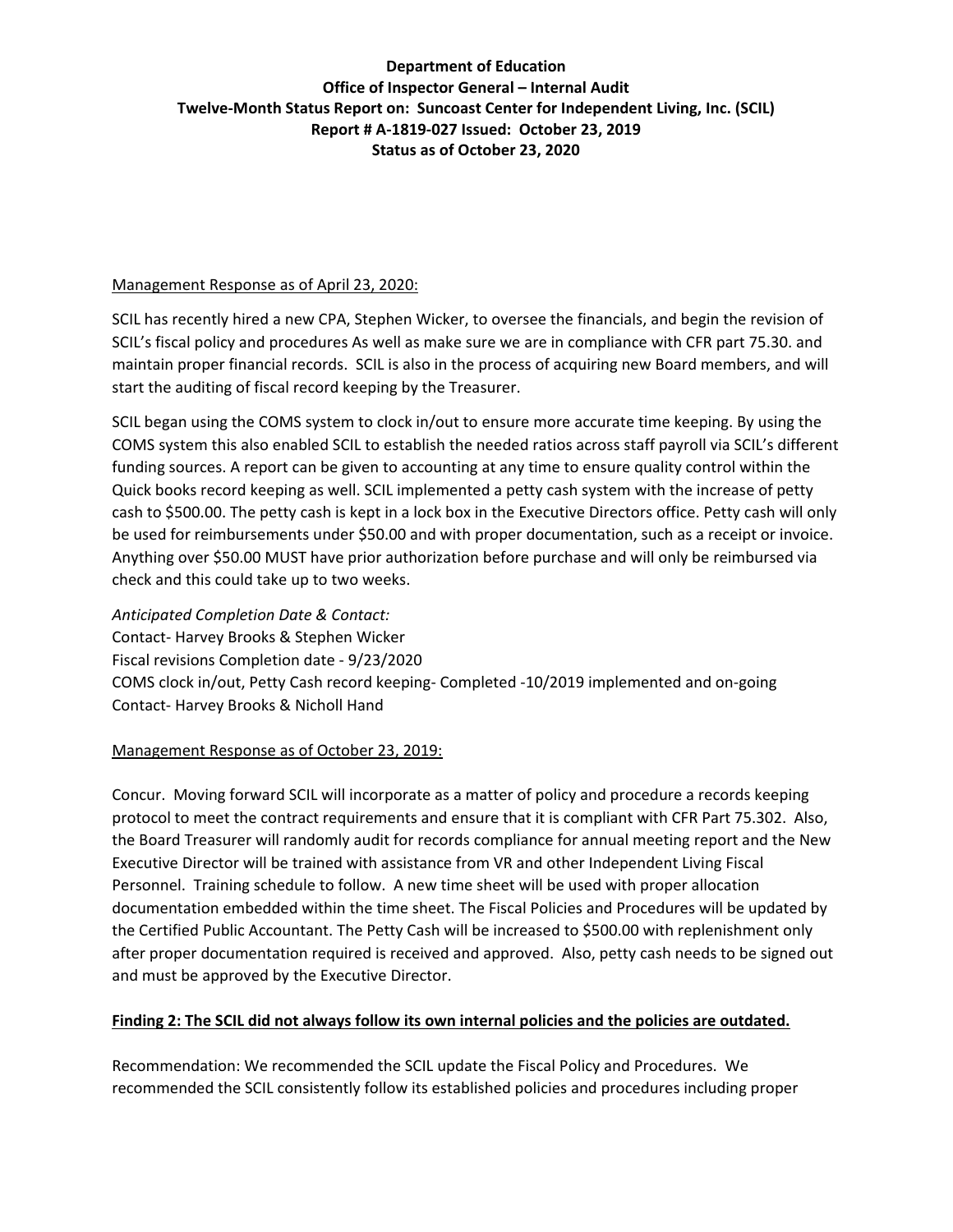**Department of Education**
**Office of Inspector General – Internal Audit**
**Twelve-Month Status Report on: Suncoast Center for Independent Living, Inc. (SCIL)**
**Report # A-1819-027 Issued: October 23, 2019**
**Status as of October 23, 2020**

Management Response as of April 23, 2020:

SCIL has recently hired a new CPA, Stephen Wicker, to oversee the financials, and begin the revision of SCIL's fiscal policy and procedures As well as make sure we are in compliance with CFR part 75.30. and maintain proper financial records. SCIL is also in the process of acquiring new Board members, and will start the auditing of fiscal record keeping by the Treasurer.

SCIL began using the COMS system to clock in/out to ensure more accurate time keeping. By using the COMS system this also enabled SCIL to establish the needed ratios across staff payroll via SCIL's different funding sources. A report can be given to accounting at any time to ensure quality control within the Quick books record keeping as well. SCIL implemented a petty cash system with the increase of petty cash to $500.00. The petty cash is kept in a lock box in the Executive Directors office. Petty cash will only be used for reimbursements under $50.00 and with proper documentation, such as a receipt or invoice. Anything over $50.00 MUST have prior authorization before purchase and will only be reimbursed via check and this could take up to two weeks.

*Anticipated Completion Date & Contact:*
Contact- Harvey Brooks & Stephen Wicker
Fiscal revisions Completion date - 9/23/2020
COMS clock in/out, Petty Cash record keeping- Completed -10/2019 implemented and on-going
Contact- Harvey Brooks & Nicholl Hand

Management Response as of October 23, 2019:

Concur. Moving forward SCIL will incorporate as a matter of policy and procedure a records keeping protocol to meet the contract requirements and ensure that it is compliant with CFR Part 75.302. Also, the Board Treasurer will randomly audit for records compliance for annual meeting report and the New Executive Director will be trained with assistance from VR and other Independent Living Fiscal Personnel. Training schedule to follow. A new time sheet will be used with proper allocation documentation embedded within the time sheet. The Fiscal Policies and Procedures will be updated by the Certified Public Accountant. The Petty Cash will be increased to $500.00 with replenishment only after proper documentation required is received and approved. Also, petty cash needs to be signed out and must be approved by the Executive Director.

**Finding 2: The SCIL did not always follow its own internal policies and the policies are outdated.**

Recommendation: We recommended the SCIL update the Fiscal Policy and Procedures. We recommended the SCIL consistently follow its established policies and procedures including proper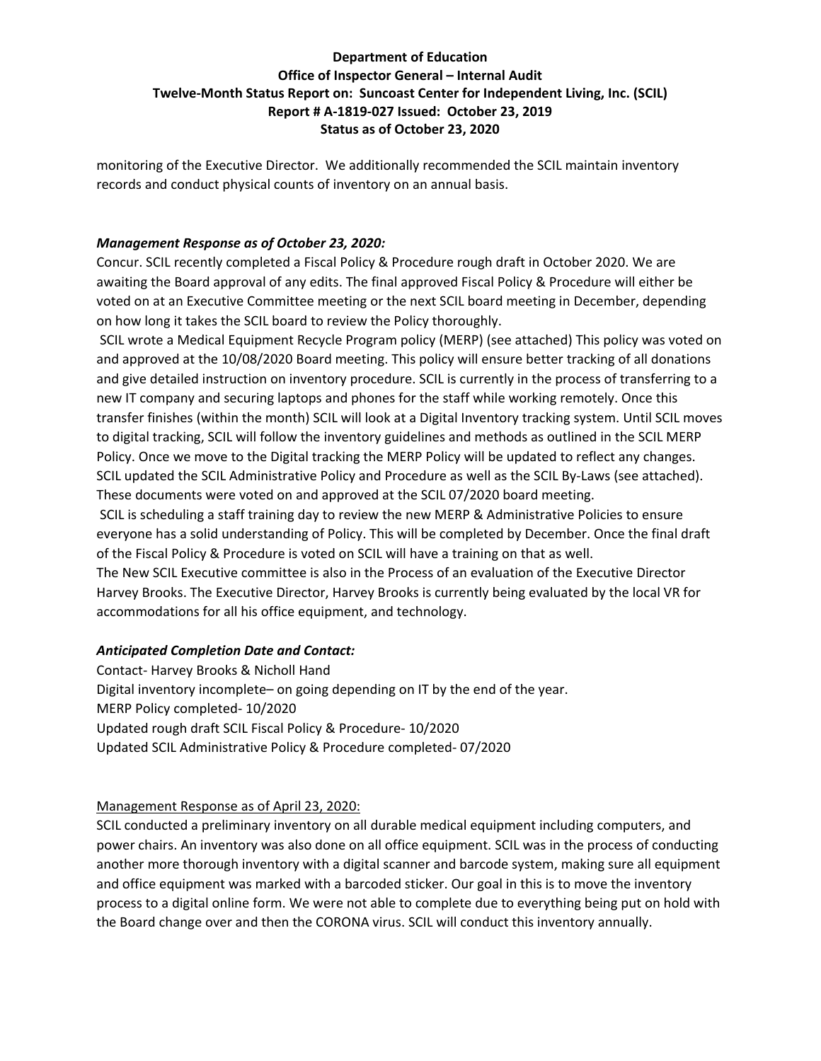monitoring of the Executive Director. We additionally recommended the SCIL maintain inventory records and conduct physical counts of inventory on an annual basis.

***Management Response as of October 23, 2020:***

Concur. SCIL recently completed a Fiscal Policy & Procedure rough draft in October 2020. We are awaiting the Board approval of any edits. The final approved Fiscal Policy & Procedure will either be voted on at an Executive Committee meeting or the next SCIL board meeting in December, depending on how long it takes the SCIL board to review the Policy thoroughly.

SCIL wrote a Medical Equipment Recycle Program policy (MERP) (see attached) This policy was voted on and approved at the 10/08/2020 Board meeting. This policy will ensure better tracking of all donations and give detailed instruction on inventory procedure. SCIL is currently in the process of transferring to a new IT company and securing laptops and phones for the staff while working remotely. Once this transfer finishes (within the month) SCIL will look at a Digital Inventory tracking system. Until SCIL moves to digital tracking, SCIL will follow the inventory guidelines and methods as outlined in the SCIL MERP Policy. Once we move to the Digital tracking the MERP Policy will be updated to reflect any changes. SCIL updated the SCIL Administrative Policy and Procedure as well as the SCIL By-Laws (see attached). These documents were voted on and approved at the SCIL 07/2020 board meeting.

SCIL is scheduling a staff training day to review the new MERP & Administrative Policies to ensure everyone has a solid understanding of Policy. This will be completed by December. Once the final draft of the Fiscal Policy & Procedure is voted on SCIL will have a training on that as well.

The New SCIL Executive committee is also in the Process of an evaluation of the Executive Director Harvey Brooks. The Executive Director, Harvey Brooks is currently being evaluated by the local VR for accommodations for all his office equipment, and technology.

***Anticipated Completion Date and Contact:***

Contact- Harvey Brooks & Nicholl Hand
Digital inventory incomplete– on going depending on IT by the end of the year.
MERP Policy completed- 10/2020
Updated rough draft SCIL Fiscal Policy & Procedure- 10/2020
Updated SCIL Administrative Policy & Procedure completed- 07/2020

<u>Management Response as of April 23, 2020:</u>

SCIL conducted a preliminary inventory on all durable medical equipment including computers, and power chairs. An inventory was also done on all office equipment. SCIL was in the process of conducting another more thorough inventory with a digital scanner and barcode system, making sure all equipment and office equipment was marked with a barcoded sticker. Our goal in this is to move the inventory process to a digital online form. We were not able to complete due to everything being put on hold with the Board change over and then the CORONA virus. SCIL will conduct this inventory annually.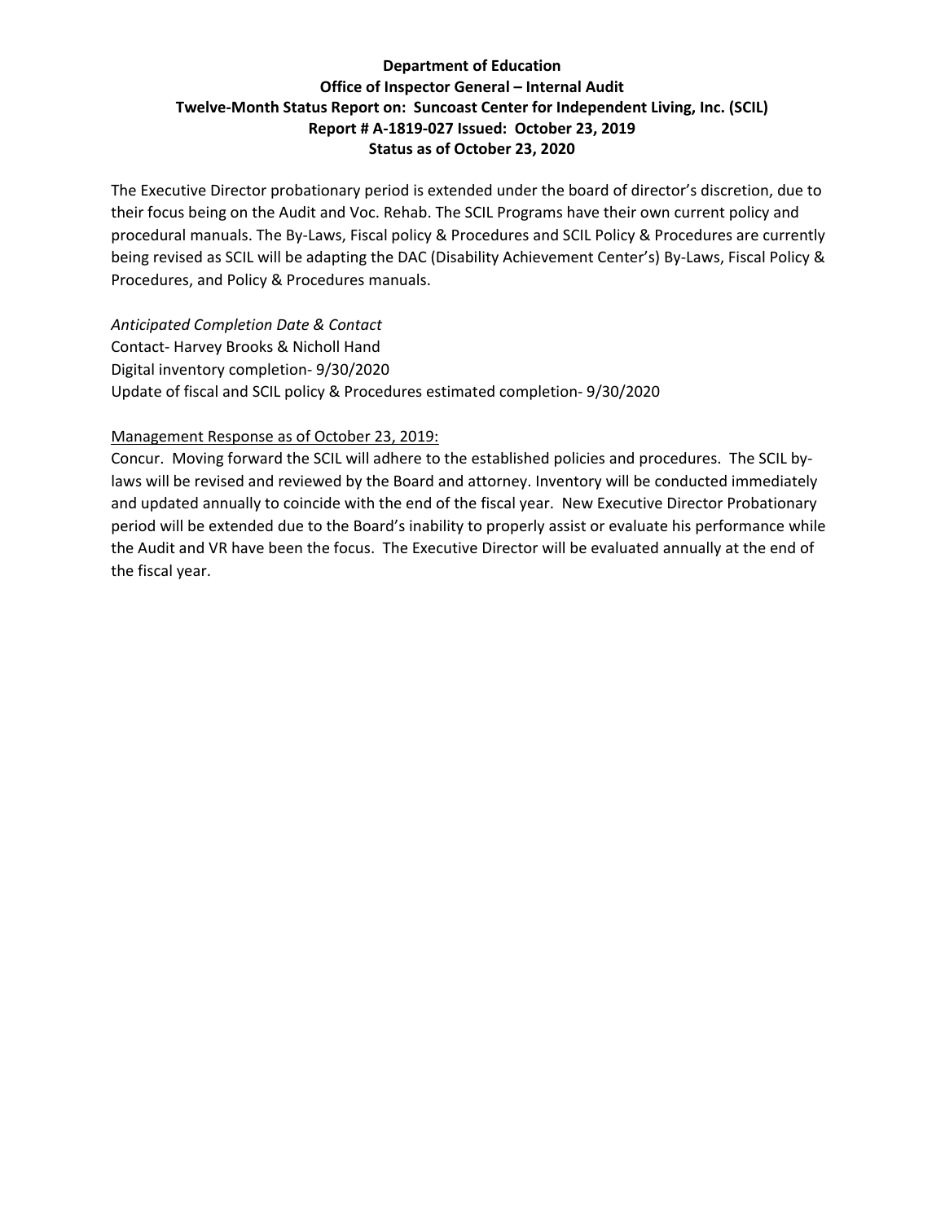**Department of Education**
**Office of Inspector General – Internal Audit**
**Twelve-Month Status Report on: Suncoast Center for Independent Living, Inc. (SCIL)**
**Report # A-1819-027 Issued: October 23, 2019**
**Status as of October 23, 2020**

The Executive Director probationary period is extended under the board of director's discretion, due to their focus being on the Audit and Voc. Rehab. The SCIL Programs have their own current policy and procedural manuals. The By-Laws, Fiscal policy & Procedures and SCIL Policy & Procedures are currently being revised as SCIL will be adapting the DAC (Disability Achievement Center's) By-Laws, Fiscal Policy & Procedures, and Policy & Procedures manuals.

*Anticipated Completion Date & Contact*
Contact- Harvey Brooks & Nicholl Hand
Digital inventory completion- 9/30/2020
Update of fiscal and SCIL policy & Procedures estimated completion- 9/30/2020

<u>Management Response as of October 23, 2019:</u>
Concur. Moving forward the SCIL will adhere to the established policies and procedures. The SCIL by-laws will be revised and reviewed by the Board and attorney. Inventory will be conducted immediately and updated annually to coincide with the end of the fiscal year. New Executive Director Probationary period will be extended due to the Board's inability to properly assist or evaluate his performance while the Audit and VR have been the focus. The Executive Director will be evaluated annually at the end of the fiscal year.